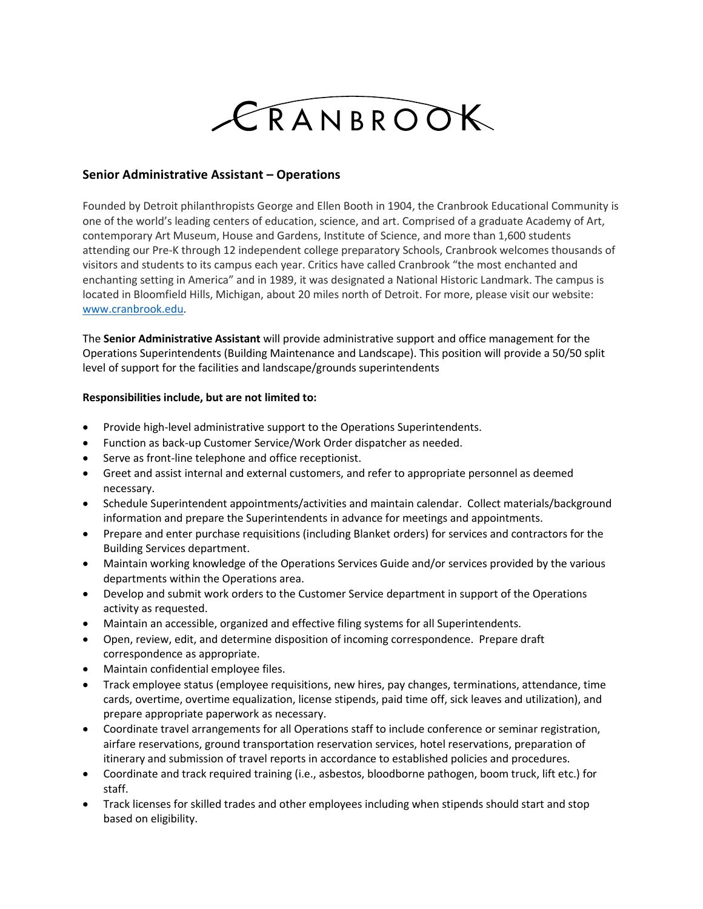CRANBROOK

## Senior Administrative Assistant – Operations

Founded by Detroit philanthropists George and Ellen Booth in 1904, the Cranbrook Educational Community is one of the world's leading centers of education, science, and art. Comprised of a graduate Academy of Art, contemporary Art Museum, House and Gardens, Institute of Science, and more than 1,600 students attending our Pre-K through 12 independent college preparatory Schools, Cranbrook welcomes thousands of visitors and students to its campus each year. Critics have called Cranbrook "the most enchanted and enchanting setting in America" and in 1989, it was designated a National Historic Landmark. The campus is located in Bloomfield Hills, Michigan, about 20 miles north of Detroit. For more, please visit our website: www.cranbrook.edu.

The **Senior Administrative Assistant** will provide administrative support and office management for the Operations Superintendents (Building Maintenance and Landscape). This position will provide a 50/50 split level of support for the facilities and landscape/grounds superintendents

**Responsibilities include, but are not limited to:**

- Provide high-level administrative support to the Operations Superintendents.
- Function as back-up Customer Service/Work Order dispatcher as needed.
- Serve as front-line telephone and office receptionist.
- Greet and assist internal and external customers, and refer to appropriate personnel as deemed necessary.
- Schedule Superintendent appointments/activities and maintain calendar. Collect materials/background information and prepare the Superintendents in advance for meetings and appointments.
- Prepare and enter purchase requisitions (including Blanket orders) for services and contractors for the Building Services department.
- Maintain working knowledge of the Operations Services Guide and/or services provided by the various departments within the Operations area.
- Develop and submit work orders to the Customer Service department in support of the Operations activity as requested.
- Maintain an accessible, organized and effective filing systems for all Superintendents.
- Open, review, edit, and determine disposition of incoming correspondence. Prepare draft correspondence as appropriate.
- Maintain confidential employee files.
- Track employee status (employee requisitions, new hires, pay changes, terminations, attendance, time cards, overtime, overtime equalization, license stipends, paid time off, sick leaves and utilization), and prepare appropriate paperwork as necessary.
- Coordinate travel arrangements for all Operations staff to include conference or seminar registration, airfare reservations, ground transportation reservation services, hotel reservations, preparation of itinerary and submission of travel reports in accordance to established policies and procedures.
- Coordinate and track required training (i.e., asbestos, bloodborne pathogen, boom truck, lift etc.) for staff.
- Track licenses for skilled trades and other employees including when stipends should start and stop based on eligibility.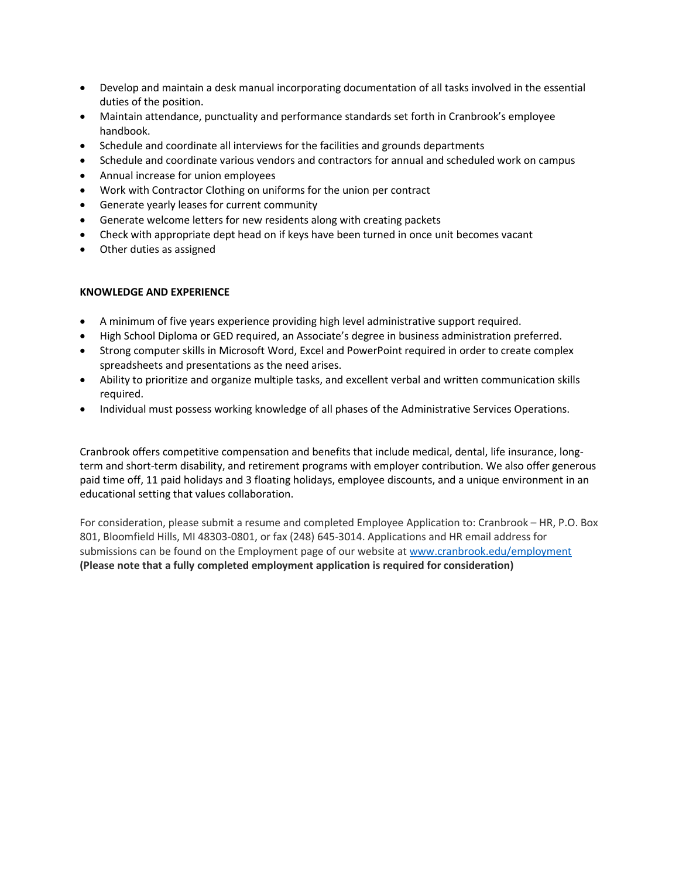- Develop and maintain a desk manual incorporating documentation of all tasks involved in the essential duties of the position.
- Maintain attendance, punctuality and performance standards set forth in Cranbrook's employee handbook.
- Schedule and coordinate all interviews for the facilities and grounds departments
- Schedule and coordinate various vendors and contractors for annual and scheduled work on campus
- Annual increase for union employees
- Work with Contractor Clothing on uniforms for the union per contract
- Generate yearly leases for current community
- Generate welcome letters for new residents along with creating packets
- Check with appropriate dept head on if keys have been turned in once unit becomes vacant
- Other duties as assigned

**KNOWLEDGE AND EXPERIENCE**

- A minimum of five years experience providing high level administrative support required.
- High School Diploma or GED required, an Associate's degree in business administration preferred.
- Strong computer skills in Microsoft Word, Excel and PowerPoint required in order to create complex spreadsheets and presentations as the need arises.
- Ability to prioritize and organize multiple tasks, and excellent verbal and written communication skills required.
- Individual must possess working knowledge of all phases of the Administrative Services Operations.

Cranbrook offers competitive compensation and benefits that include medical, dental, life insurance, long-term and short-term disability, and retirement programs with employer contribution. We also offer generous paid time off, 11 paid holidays and 3 floating holidays, employee discounts, and a unique environment in an educational setting that values collaboration.

For consideration, please submit a resume and completed Employee Application to: Cranbrook – HR, P.O. Box 801, Bloomfield Hills, MI 48303-0801, or fax (248) 645-3014. Applications and HR email address for submissions can be found on the Employment page of our website at [www.cranbrook.edu/employment](http://www.cranbrook.edu/employment)
**(Please note that a fully completed employment application is required for consideration)**